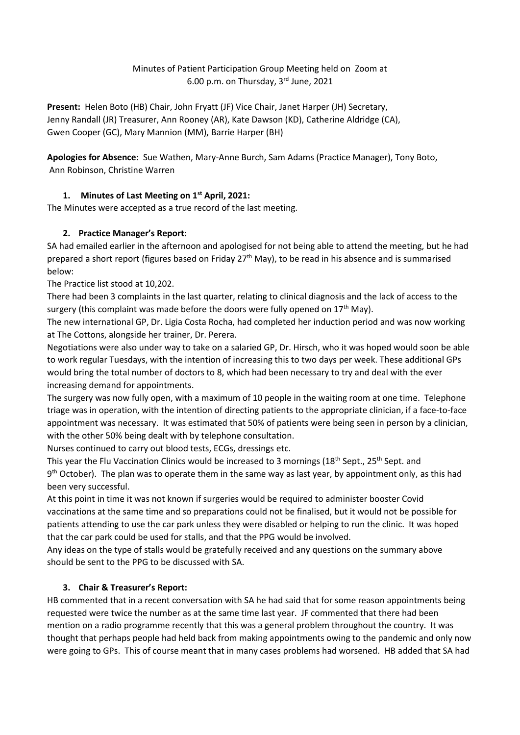Minutes of Patient Participation Group Meeting held on Zoom at 6.00 p.m. on Thursday, 3rd June, 2021

**Present:** Helen Boto (HB) Chair, John Fryatt (JF) Vice Chair, Janet Harper (JH) Secretary, Jenny Randall (JR) Treasurer, Ann Rooney (AR), Kate Dawson (KD), Catherine Aldridge (CA), Gwen Cooper (GC), Mary Mannion (MM), Barrie Harper (BH)

**Apologies for Absence:** Sue Wathen, Mary-Anne Burch, Sam Adams (Practice Manager), Tony Boto, Ann Robinson, Christine Warren

**1. Minutes of Last Meeting on 1st April, 2021:**

The Minutes were accepted as a true record of the last meeting.

**2. Practice Manager's Report:**

SA had emailed earlier in the afternoon and apologised for not being able to attend the meeting, but he had prepared a short report (figures based on Friday 27th May), to be read in his absence and is summarised below:

The Practice list stood at 10,202.

There had been 3 complaints in the last quarter, relating to clinical diagnosis and the lack of access to the surgery (this complaint was made before the doors were fully opened on 17th May).

The new international GP, Dr. Ligia Costa Rocha, had completed her induction period and was now working at The Cottons, alongside her trainer, Dr. Perera.

Negotiations were also under way to take on a salaried GP, Dr. Hirsch, who it was hoped would soon be able to work regular Tuesdays, with the intention of increasing this to two days per week. These additional GPs would bring the total number of doctors to 8, which had been necessary to try and deal with the ever increasing demand for appointments.

The surgery was now fully open, with a maximum of 10 people in the waiting room at one time. Telephone triage was in operation, with the intention of directing patients to the appropriate clinician, if a face-to-face appointment was necessary. It was estimated that 50% of patients were being seen in person by a clinician, with the other 50% being dealt with by telephone consultation.

Nurses continued to carry out blood tests, ECGs, dressings etc.

This year the Flu Vaccination Clinics would be increased to 3 mornings (18th Sept., 25th Sept. and 9th October). The plan was to operate them in the same way as last year, by appointment only, as this had been very successful.

At this point in time it was not known if surgeries would be required to administer booster Covid vaccinations at the same time and so preparations could not be finalised, but it would not be possible for patients attending to use the car park unless they were disabled or helping to run the clinic. It was hoped that the car park could be used for stalls, and that the PPG would be involved.

Any ideas on the type of stalls would be gratefully received and any questions on the summary above should be sent to the PPG to be discussed with SA.

**3. Chair & Treasurer's Report:**

HB commented that in a recent conversation with SA he had said that for some reason appointments being requested were twice the number as at the same time last year. JF commented that there had been mention on a radio programme recently that this was a general problem throughout the country. It was thought that perhaps people had held back from making appointments owing to the pandemic and only now were going to GPs. This of course meant that in many cases problems had worsened. HB added that SA had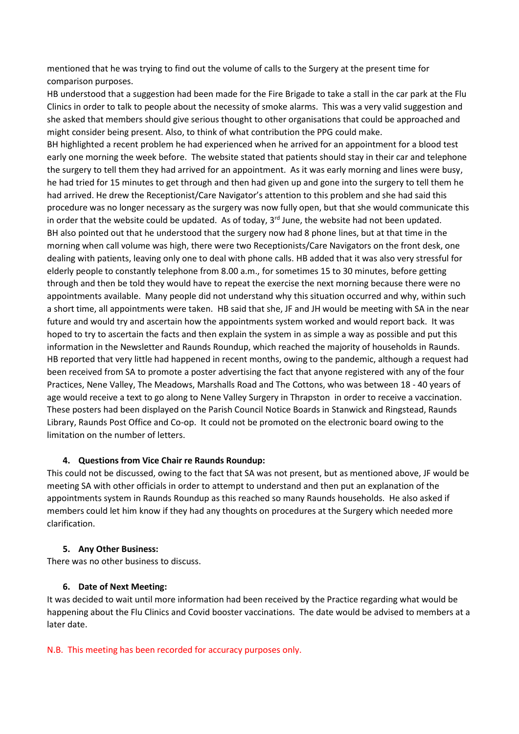mentioned that he was trying to find out the volume of calls to the Surgery at the present time for comparison purposes.

HB understood that a suggestion had been made for the Fire Brigade to take a stall in the car park at the Flu Clinics in order to talk to people about the necessity of smoke alarms. This was a very valid suggestion and she asked that members should give serious thought to other organisations that could be approached and might consider being present. Also, to think of what contribution the PPG could make.

BH highlighted a recent problem he had experienced when he arrived for an appointment for a blood test early one morning the week before. The website stated that patients should stay in their car and telephone the surgery to tell them they had arrived for an appointment. As it was early morning and lines were busy, he had tried for 15 minutes to get through and then had given up and gone into the surgery to tell them he had arrived. He drew the Receptionist/Care Navigator's attention to this problem and she had said this procedure was no longer necessary as the surgery was now fully open, but that she would communicate this in order that the website could be updated. As of today, 3rd June, the website had not been updated.

BH also pointed out that he understood that the surgery now had 8 phone lines, but at that time in the morning when call volume was high, there were two Receptionists/Care Navigators on the front desk, one dealing with patients, leaving only one to deal with phone calls. HB added that it was also very stressful for elderly people to constantly telephone from 8.00 a.m., for sometimes 15 to 30 minutes, before getting through and then be told they would have to repeat the exercise the next morning because there were no appointments available. Many people did not understand why this situation occurred and why, within such a short time, all appointments were taken. HB said that she, JF and JH would be meeting with SA in the near future and would try and ascertain how the appointments system worked and would report back. It was hoped to try to ascertain the facts and then explain the system in as simple a way as possible and put this information in the Newsletter and Raunds Roundup, which reached the majority of households in Raunds.

HB reported that very little had happened in recent months, owing to the pandemic, although a request had been received from SA to promote a poster advertising the fact that anyone registered with any of the four Practices, Nene Valley, The Meadows, Marshalls Road and The Cottons, who was between 18 - 40 years of age would receive a text to go along to Nene Valley Surgery in Thrapston in order to receive a vaccination. These posters had been displayed on the Parish Council Notice Boards in Stanwick and Ringstead, Raunds Library, Raunds Post Office and Co-op. It could not be promoted on the electronic board owing to the limitation on the number of letters.

## 4. Questions from Vice Chair re Raunds Roundup:

This could not be discussed, owing to the fact that SA was not present, but as mentioned above, JF would be meeting SA with other officials in order to attempt to understand and then put an explanation of the appointments system in Raunds Roundup as this reached so many Raunds households. He also asked if members could let him know if they had any thoughts on procedures at the Surgery which needed more clarification.

## 5. Any Other Business:

There was no other business to discuss.

## 6. Date of Next Meeting:

It was decided to wait until more information had been received by the Practice regarding what would be happening about the Flu Clinics and Covid booster vaccinations. The date would be advised to members at a later date.

N.B. This meeting has been recorded for accuracy purposes only.